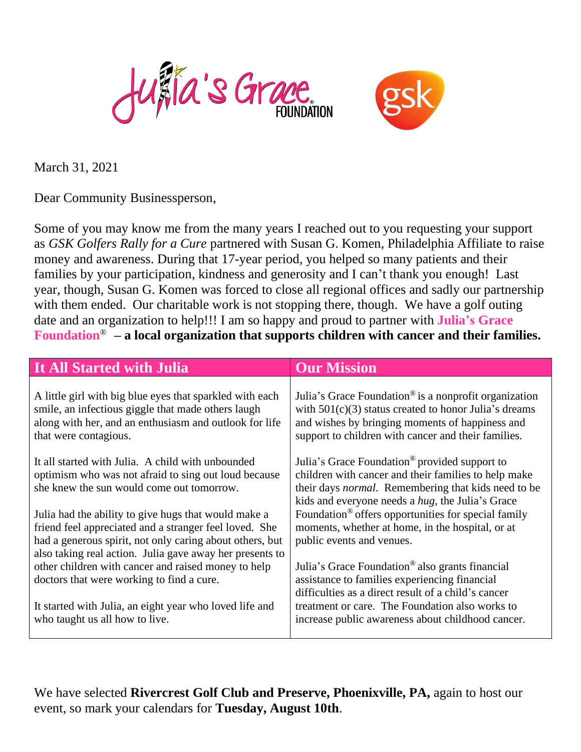March 31, 2021

Dear Community Businessperson,

Some of you may know me from the many years I reached out to you requesting your support as *GSK Golfers Rally for a Cure* partnered with Susan G. Komen, Philadelphia Affiliate to raise money and awareness. During that 17-year period, you helped so many patients and their families by your participation, kindness and generosity and I can't thank you enough! Last year, though, Susan G. Komen was forced to close all regional offices and sadly our partnership with them ended. Our charitable work is not stopping there, though. We have a golf outing date and an organization to help!!! I am so happy and proud to partner with **Julia's Grace Foundation® – a local organization that supports children with cancer and their families.**

| It All Started with Julia | Our Mission |
|---|---|
| A little girl with big blue eyes that sparkled with each smile, an infectious giggle that made others laugh along with her, and an enthusiasm and outlook for life that were contagious.<br><br>It all started with Julia. A child with unbounded optimism who was not afraid to sing out loud because she knew the sun would come out tomorrow.<br><br>Julia had the ability to give hugs that would make a friend feel appreciated and a stranger feel loved. She had a generous spirit, not only caring about others, but also taking real action. Julia gave away her presents to other children with cancer and raised money to help doctors that were working to find a cure.<br><br>It started with Julia, an eight year who loved life and who taught us all how to live. | Julia's Grace Foundation® is a nonprofit organization with 501(c)(3) status created to honor Julia's dreams and wishes by bringing moments of happiness and support to children with cancer and their families.<br><br>Julia's Grace Foundation® provided support to children with cancer and their families to help make their days *normal*. Remembering that kids need to be kids and everyone needs a *hug*, the Julia's Grace Foundation® offers opportunities for special family moments, whether at home, in the hospital, or at public events and venues.<br><br>Julia's Grace Foundation® also grants financial assistance to families experiencing financial difficulties as a direct result of a child's cancer treatment or care. The Foundation also works to increase public awareness about childhood cancer. |

We have selected **Rivercrest Golf Club and Preserve, Phoenixville, PA,** again to host our event, so mark your calendars for **Tuesday, August 10th**.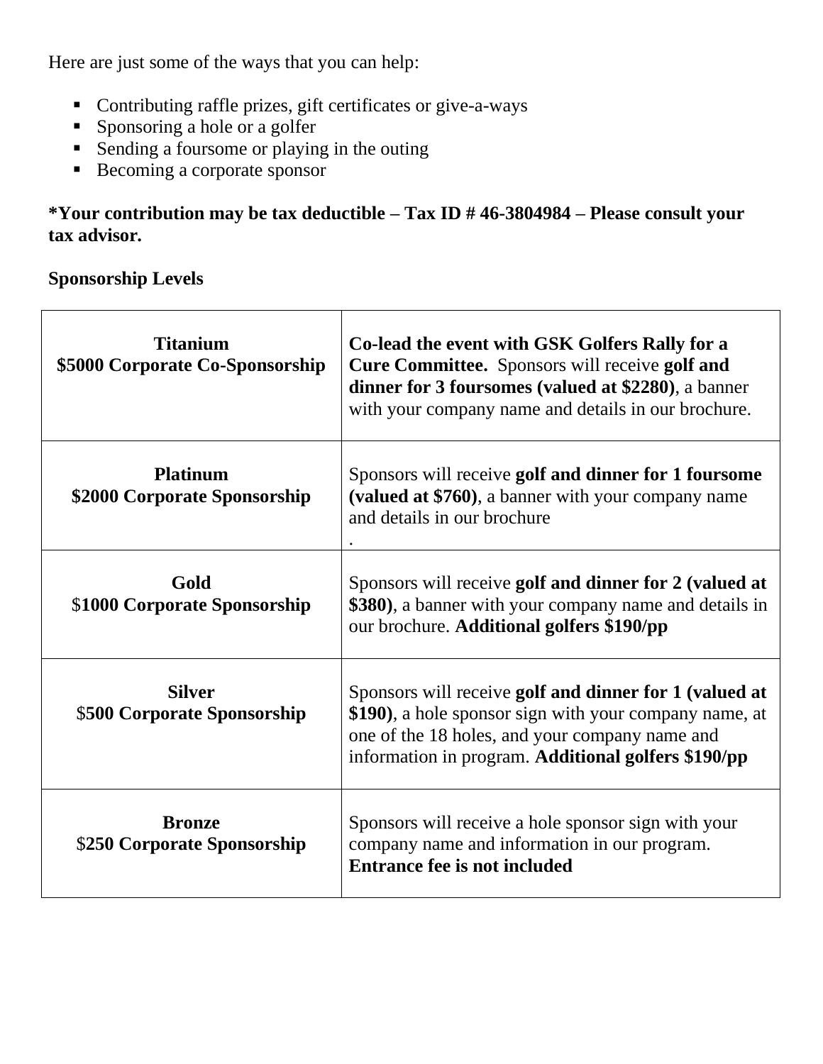Here are just some of the ways that you can help:

- Contributing raffle prizes, gift certificates or give-a-ways
- Sponsoring a hole or a golfer
- Sending a foursome or playing in the outing
- Becoming a corporate sponsor

**\*Your contribution may be tax deductible – Tax ID # 46-3804984 – Please consult your tax advisor.**

**Sponsorship Levels**

| Level | Details |
|---|---|
| **Titanium**<br>**$5000 Corporate Co-Sponsorship** | **Co-lead the event with GSK Golfers Rally for a Cure Committee.** Sponsors will receive **golf and dinner for 3 foursomes (valued at $2280)**, a banner with your company name and details in our brochure. |
| **Platinum**<br>**$2000 Corporate Sponsorship** | Sponsors will receive **golf and dinner for 1 foursome (valued at $760)**, a banner with your company name and details in our brochure<br>. |
| **Gold**<br>$**1000 Corporate Sponsorship** | Sponsors will receive **golf and dinner for 2 (valued at $380)**, a banner with your company name and details in our brochure. **Additional golfers $190/pp** |
| **Silver**<br>$**500 Corporate Sponsorship** | Sponsors will receive **golf and dinner for 1 (valued at $190)**, a hole sponsor sign with your company name, at one of the 18 holes, and your company name and information in program. **Additional golfers $190/pp** |
| **Bronze**<br>$**250 Corporate Sponsorship** | Sponsors will receive a hole sponsor sign with your company name and information in our program. **Entrance fee is not included** |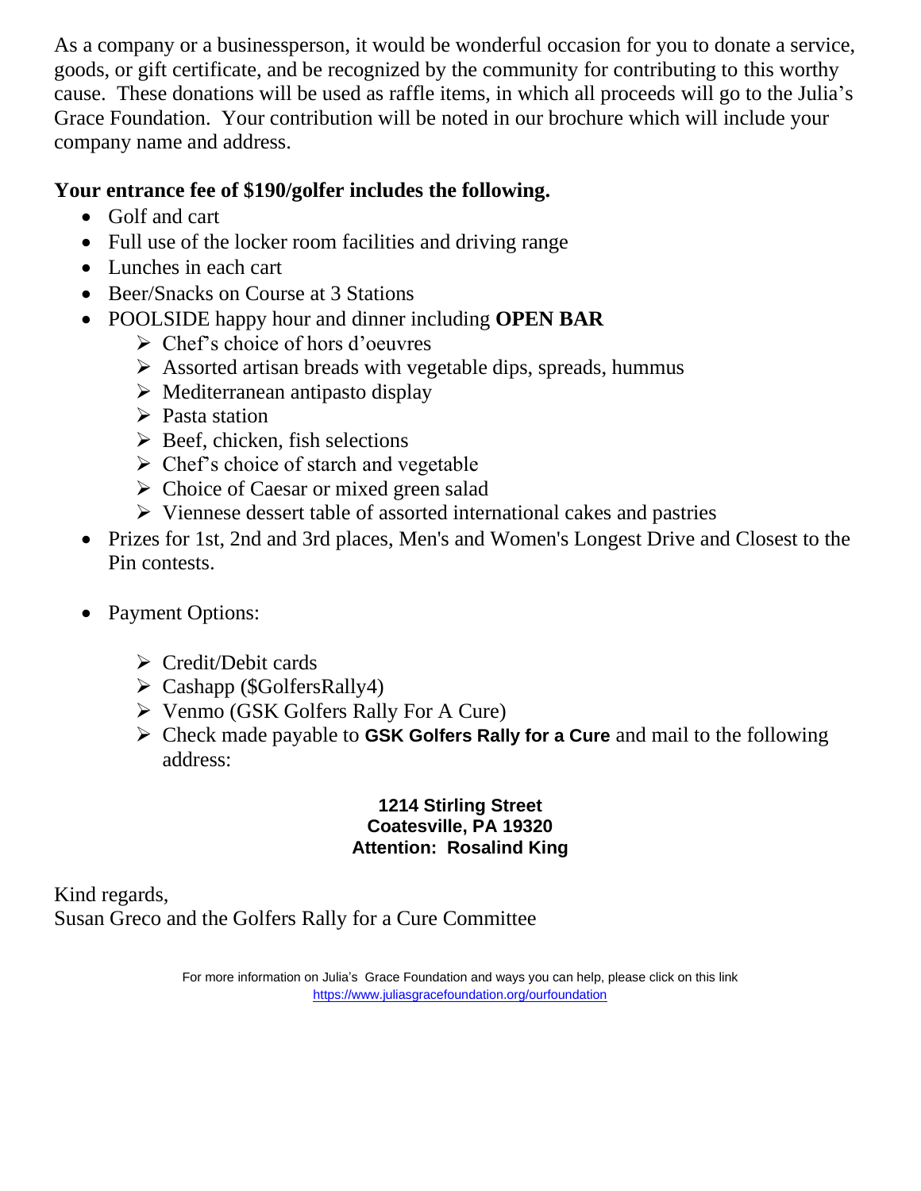As a company or a businessperson, it would be wonderful occasion for you to donate a service, goods, or gift certificate, and be recognized by the community for contributing to this worthy cause. These donations will be used as raffle items, in which all proceeds will go to the Julia's Grace Foundation. Your contribution will be noted in our brochure which will include your company name and address.

**Your entrance fee of $190/golfer includes the following.**

- Golf and cart
- Full use of the locker room facilities and driving range
- Lunches in each cart
- Beer/Snacks on Course at 3 Stations
- POOLSIDE happy hour and dinner including **OPEN BAR**
  - Chef's choice of hors d'oeuvres
  - Assorted artisan breads with vegetable dips, spreads, hummus
  - Mediterranean antipasto display
  - Pasta station
  - Beef, chicken, fish selections
  - Chef's choice of starch and vegetable
  - Choice of Caesar or mixed green salad
  - Viennese dessert table of assorted international cakes and pastries
- Prizes for 1st, 2nd and 3rd places, Men's and Women's Longest Drive and Closest to the Pin contests.

- Payment Options:
  - Credit/Debit cards
  - Cashapp ($GolfersRally4)
  - Venmo (GSK Golfers Rally For A Cure)
  - Check made payable to **GSK Golfers Rally for a Cure** and mail to the following address:

**1214 Stirling Street**
**Coatesville, PA 19320**
**Attention: Rosalind King**

Kind regards,
Susan Greco and the Golfers Rally for a Cure Committee

For more information on Julia's Grace Foundation and ways you can help, please click on this link
https://www.juliasgracefoundation.org/ourfoundation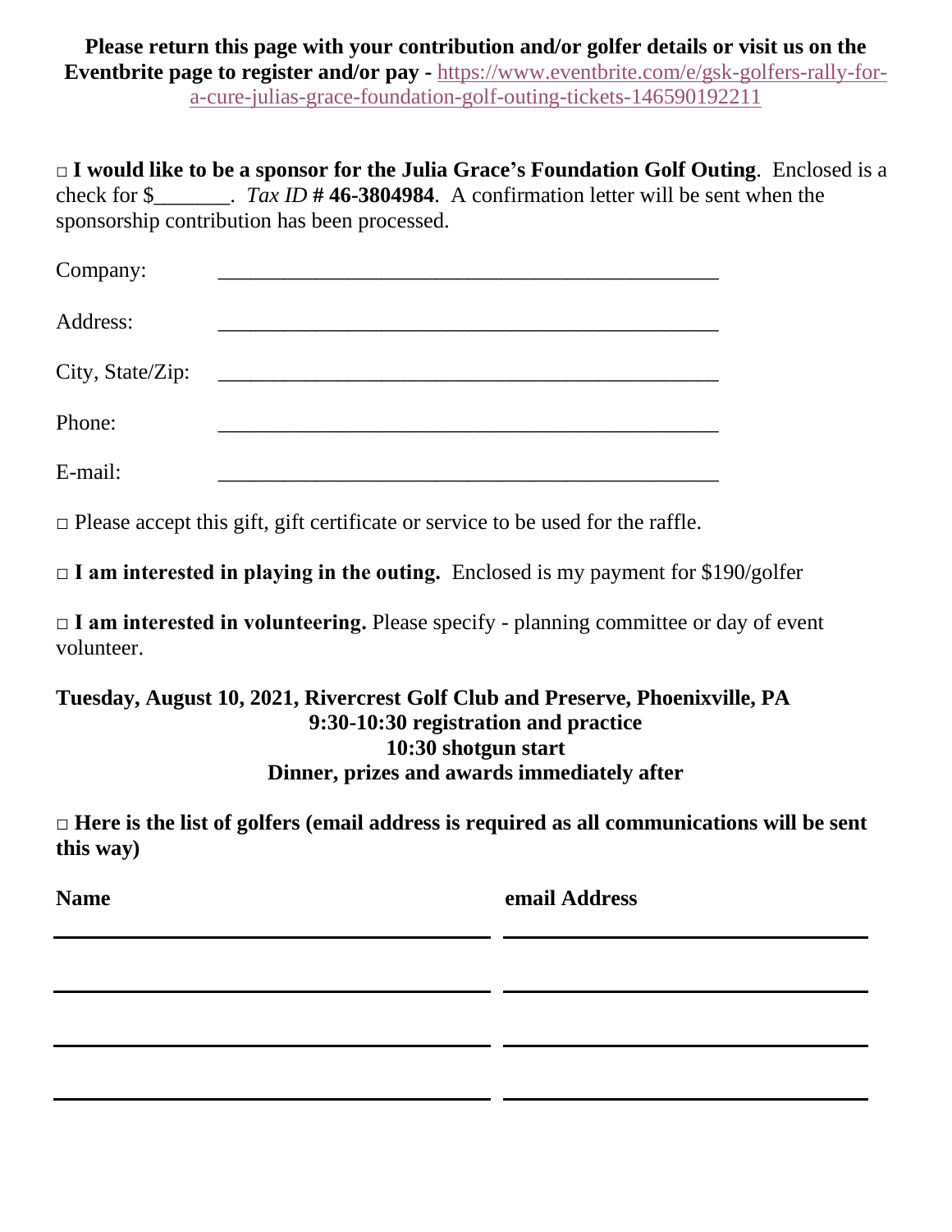**Please return this page with your contribution and/or golfer details or visit us on the Eventbrite page to register and/or pay -** [https://www.eventbrite.com/e/gsk-golfers-rally-for-a-cure-julias-grace-foundation-golf-outing-tickets-146590192211](https://www.eventbrite.com/e/gsk-golfers-rally-for-a-cure-julias-grace-foundation-golf-outing-tickets-146590192211)

□ **I would like to be a sponsor for the Julia Grace's Foundation Golf Outing**. Enclosed is a check for $_______. *Tax ID* **# 46-3804984**. A confirmation letter will be sent when the sponsorship contribution has been processed.

Company: ______________________________________________

Address: ______________________________________________

City, State/Zip: ______________________________________________

Phone: ______________________________________________

E-mail: ______________________________________________

□ Please accept this gift, gift certificate or service to be used for the raffle.

□ **I am interested in playing in the outing.** Enclosed is my payment for $190/golfer

□ **I am interested in volunteering.** Please specify - planning committee or day of event volunteer.

**Tuesday, August 10, 2021, Rivercrest Golf Club and Preserve, Phoenixville, PA**
**9:30-10:30 registration and practice**
**10:30 shotgun start**
**Dinner, prizes and awards immediately after**

□ **Here is the list of golfers (email address is required as all communications will be sent this way)**

| Name | email Address |
|---|---|
| | |
| | |
| | |
| | |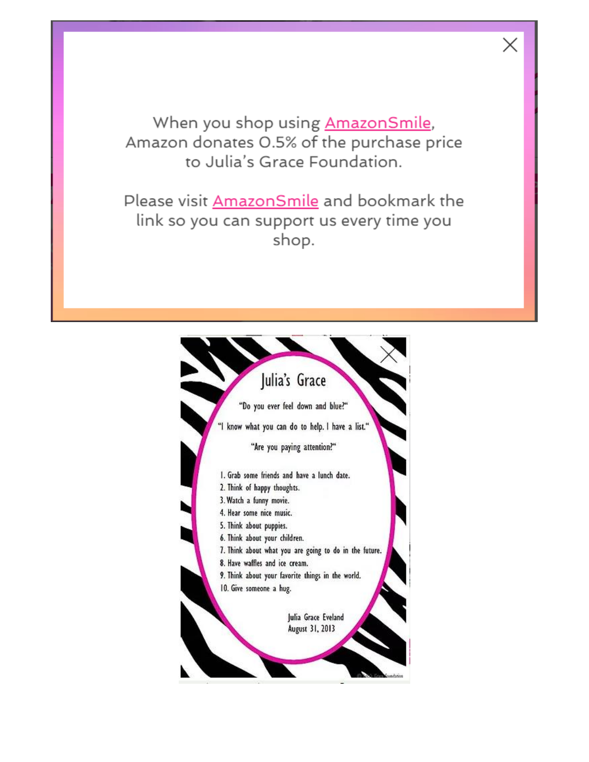When you shop using AmazonSmile, Amazon donates 0.5% of the purchase price to Julia's Grace Foundation.

Please visit AmazonSmile and bookmark the link so you can support us every time you shop.

# Julia's Grace

"Do you ever feel down and blue?"

"I know what you can do to help. I have a list."

"Are you paying attention?"

1. Grab some friends and have a lunch date.
2. Think of happy thoughts.
3. Watch a funny movie.
4. Hear some nice music.
5. Think about puppies.
6. Think about your children.
7. Think about what you are going to do in the future.
8. Have waffles and ice cream.
9. Think about your favorite things in the world.
10. Give someone a hug.

Julia Grace Eveland
August 31, 2013